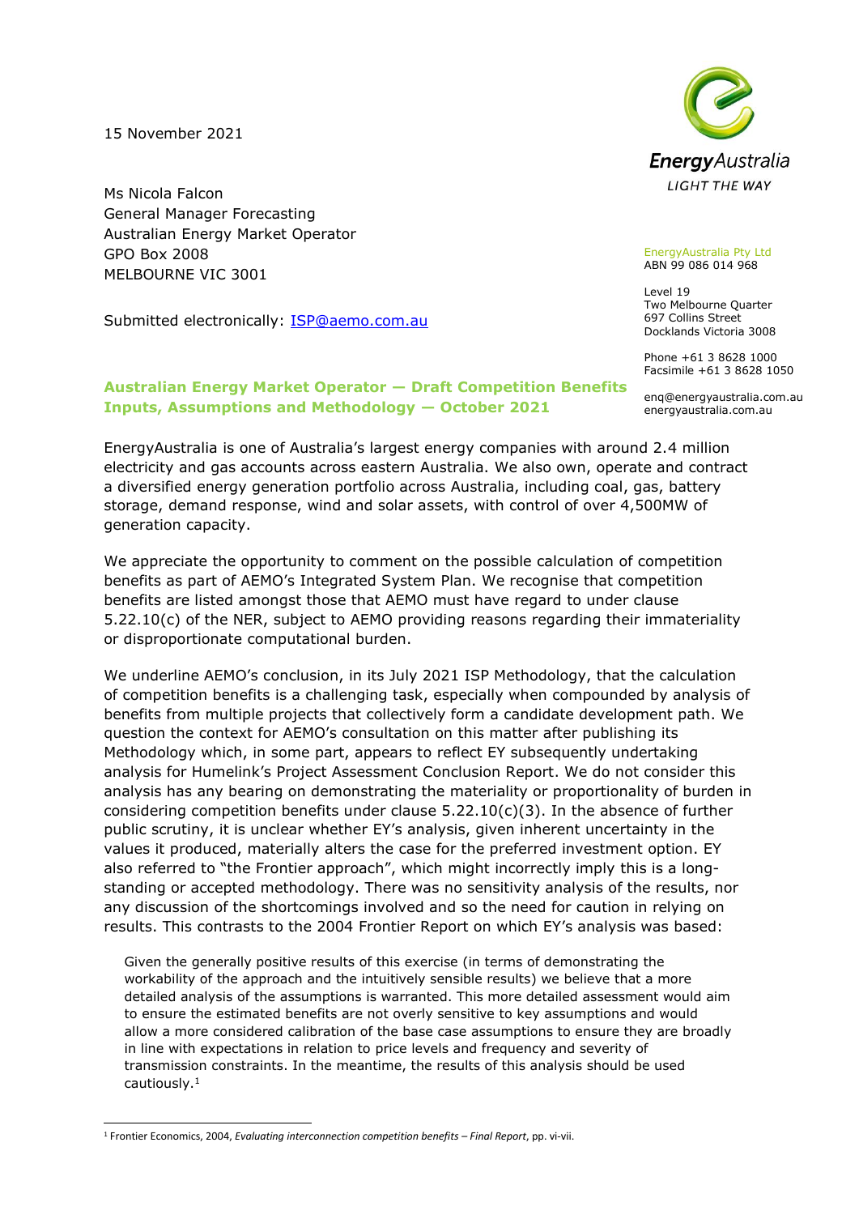15 November 2021

EnergyAustralia
LIGHT THE WAY

EnergyAustralia Pty Ltd
ABN 99 086 014 968

Level 19
Two Melbourne Quarter
697 Collins Street
Docklands Victoria 3008

Phone +61 3 8628 1000
Facsimile +61 3 8628 1050

enq@energyaustralia.com.au
energyaustralia.com.au

Ms Nicola Falcon
General Manager Forecasting
Australian Energy Market Operator
GPO Box 2008
MELBOURNE VIC 3001

Submitted electronically: ISP@aemo.com.au

**Australian Energy Market Operator — Draft Competition Benefits Inputs, Assumptions and Methodology — October 2021**

EnergyAustralia is one of Australia's largest energy companies with around 2.4 million electricity and gas accounts across eastern Australia. We also own, operate and contract a diversified energy generation portfolio across Australia, including coal, gas, battery storage, demand response, wind and solar assets, with control of over 4,500MW of generation capacity.

We appreciate the opportunity to comment on the possible calculation of competition benefits as part of AEMO's Integrated System Plan. We recognise that competition benefits are listed amongst those that AEMO must have regard to under clause 5.22.10(c) of the NER, subject to AEMO providing reasons regarding their immateriality or disproportionate computational burden.

We underline AEMO's conclusion, in its July 2021 ISP Methodology, that the calculation of competition benefits is a challenging task, especially when compounded by analysis of benefits from multiple projects that collectively form a candidate development path. We question the context for AEMO's consultation on this matter after publishing its Methodology which, in some part, appears to reflect EY subsequently undertaking analysis for Humelink's Project Assessment Conclusion Report. We do not consider this analysis has any bearing on demonstrating the materiality or proportionality of burden in considering competition benefits under clause 5.22.10(c)(3). In the absence of further public scrutiny, it is unclear whether EY's analysis, given inherent uncertainty in the values it produced, materially alters the case for the preferred investment option. EY also referred to "the Frontier approach", which might incorrectly imply this is a long-standing or accepted methodology. There was no sensitivity analysis of the results, nor any discussion of the shortcomings involved and so the need for caution in relying on results. This contrasts to the 2004 Frontier Report on which EY's analysis was based:

> Given the generally positive results of this exercise (in terms of demonstrating the workability of the approach and the intuitively sensible results) we believe that a more detailed analysis of the assumptions is warranted. This more detailed assessment would aim to ensure the estimated benefits are not overly sensitive to key assumptions and would allow a more considered calibration of the base case assumptions to ensure they are broadly in line with expectations in relation to price levels and frequency and severity of transmission constraints. In the meantime, the results of this analysis should be used cautiously.[1]

[1] Frontier Economics, 2004, *Evaluating interconnection competition benefits – Final Report*, pp. vi-vii.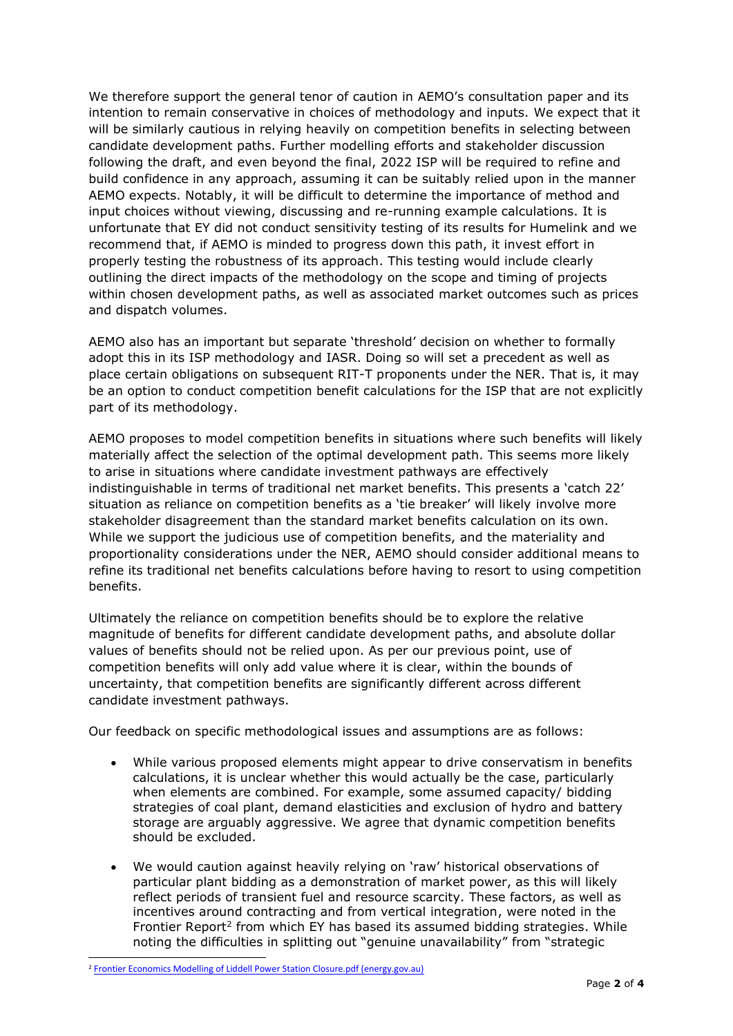We therefore support the general tenor of caution in AEMO's consultation paper and its intention to remain conservative in choices of methodology and inputs. We expect that it will be similarly cautious in relying heavily on competition benefits in selecting between candidate development paths. Further modelling efforts and stakeholder discussion following the draft, and even beyond the final, 2022 ISP will be required to refine and build confidence in any approach, assuming it can be suitably relied upon in the manner AEMO expects. Notably, it will be difficult to determine the importance of method and input choices without viewing, discussing and re-running example calculations. It is unfortunate that EY did not conduct sensitivity testing of its results for Humelink and we recommend that, if AEMO is minded to progress down this path, it invest effort in properly testing the robustness of its approach. This testing would include clearly outlining the direct impacts of the methodology on the scope and timing of projects within chosen development paths, as well as associated market outcomes such as prices and dispatch volumes.

AEMO also has an important but separate 'threshold' decision on whether to formally adopt this in its ISP methodology and IASR. Doing so will set a precedent as well as place certain obligations on subsequent RIT-T proponents under the NER. That is, it may be an option to conduct competition benefit calculations for the ISP that are not explicitly part of its methodology.

AEMO proposes to model competition benefits in situations where such benefits will likely materially affect the selection of the optimal development path. This seems more likely to arise in situations where candidate investment pathways are effectively indistinguishable in terms of traditional net market benefits. This presents a 'catch 22' situation as reliance on competition benefits as a 'tie breaker' will likely involve more stakeholder disagreement than the standard market benefits calculation on its own. While we support the judicious use of competition benefits, and the materiality and proportionality considerations under the NER, AEMO should consider additional means to refine its traditional net benefits calculations before having to resort to using competition benefits.

Ultimately the reliance on competition benefits should be to explore the relative magnitude of benefits for different candidate development paths, and absolute dollar values of benefits should not be relied upon. As per our previous point, use of competition benefits will only add value where it is clear, within the bounds of uncertainty, that competition benefits are significantly different across different candidate investment pathways.

Our feedback on specific methodological issues and assumptions are as follows:

- While various proposed elements might appear to drive conservatism in benefits calculations, it is unclear whether this would actually be the case, particularly when elements are combined. For example, some assumed capacity/ bidding strategies of coal plant, demand elasticities and exclusion of hydro and battery storage are arguably aggressive. We agree that dynamic competition benefits should be excluded.
- We would caution against heavily relying on 'raw' historical observations of particular plant bidding as a demonstration of market power, as this will likely reflect periods of transient fuel and resource scarcity. These factors, as well as incentives around contracting and from vertical integration, were noted in the Frontier Report[2] from which EY has based its assumed bidding strategies. While noting the difficulties in splitting out "genuine unavailability" from "strategic

[2] Frontier Economics Modelling of Liddell Power Station Closure.pdf (energy.gov.au)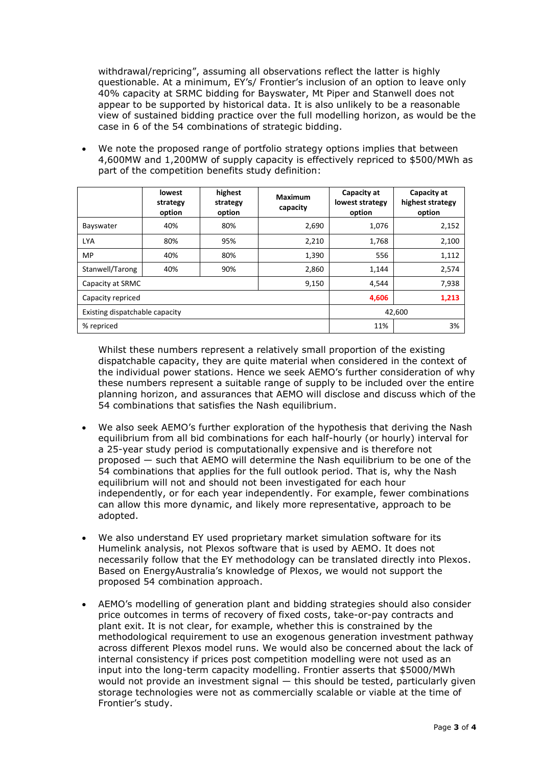withdrawal/repricing", assuming all observations reflect the latter is highly questionable. At a minimum, EY's/ Frontier's inclusion of an option to leave only 40% capacity at SRMC bidding for Bayswater, Mt Piper and Stanwell does not appear to be supported by historical data. It is also unlikely to be a reasonable view of sustained bidding practice over the full modelling horizon, as would be the case in 6 of the 54 combinations of strategic bidding.

- We note the proposed range of portfolio strategy options implies that between 4,600MW and 1,200MW of supply capacity is effectively repriced to $500/MWh as part of the competition benefits study definition:

| | lowest strategy option | highest strategy option | Maximum capacity | Capacity at lowest strategy option | Capacity at highest strategy option |
|---|---|---|---|---|---|
| Bayswater | 40% | 80% | 2,690 | 1,076 | 2,152 |
| LYA | 80% | 95% | 2,210 | 1,768 | 2,100 |
| MP | 40% | 80% | 1,390 | 556 | 1,112 |
| Stanwell/Tarong | 40% | 90% | 2,860 | 1,144 | 2,574 |
| Capacity at SRMC | | | 9,150 | 4,544 | 7,938 |
| Capacity repriced | | | | **4,606** | **1,213** |
| Existing dispatchable capacity | | | | 42,600 | |
| % repriced | | | | 11% | 3% |

Whilst these numbers represent a relatively small proportion of the existing dispatchable capacity, they are quite material when considered in the context of the individual power stations. Hence we seek AEMO's further consideration of why these numbers represent a suitable range of supply to be included over the entire planning horizon, and assurances that AEMO will disclose and discuss which of the 54 combinations that satisfies the Nash equilibrium.

- We also seek AEMO's further exploration of the hypothesis that deriving the Nash equilibrium from all bid combinations for each half-hourly (or hourly) interval for a 25-year study period is computationally expensive and is therefore not proposed — such that AEMO will determine the Nash equilibrium to be one of the 54 combinations that applies for the full outlook period. That is, why the Nash equilibrium will not and should not been investigated for each hour independently, or for each year independently. For example, fewer combinations can allow this more dynamic, and likely more representative, approach to be adopted.

- We also understand EY used proprietary market simulation software for its Humelink analysis, not Plexos software that is used by AEMO. It does not necessarily follow that the EY methodology can be translated directly into Plexos. Based on EnergyAustralia's knowledge of Plexos, we would not support the proposed 54 combination approach.

- AEMO's modelling of generation plant and bidding strategies should also consider price outcomes in terms of recovery of fixed costs, take-or-pay contracts and plant exit. It is not clear, for example, whether this is constrained by the methodological requirement to use an exogenous generation investment pathway across different Plexos model runs. We would also be concerned about the lack of internal consistency if prices post competition modelling were not used as an input into the long-term capacity modelling. Frontier asserts that $5000/MWh would not provide an investment signal — this should be tested, particularly given storage technologies were not as commercially scalable or viable at the time of Frontier's study.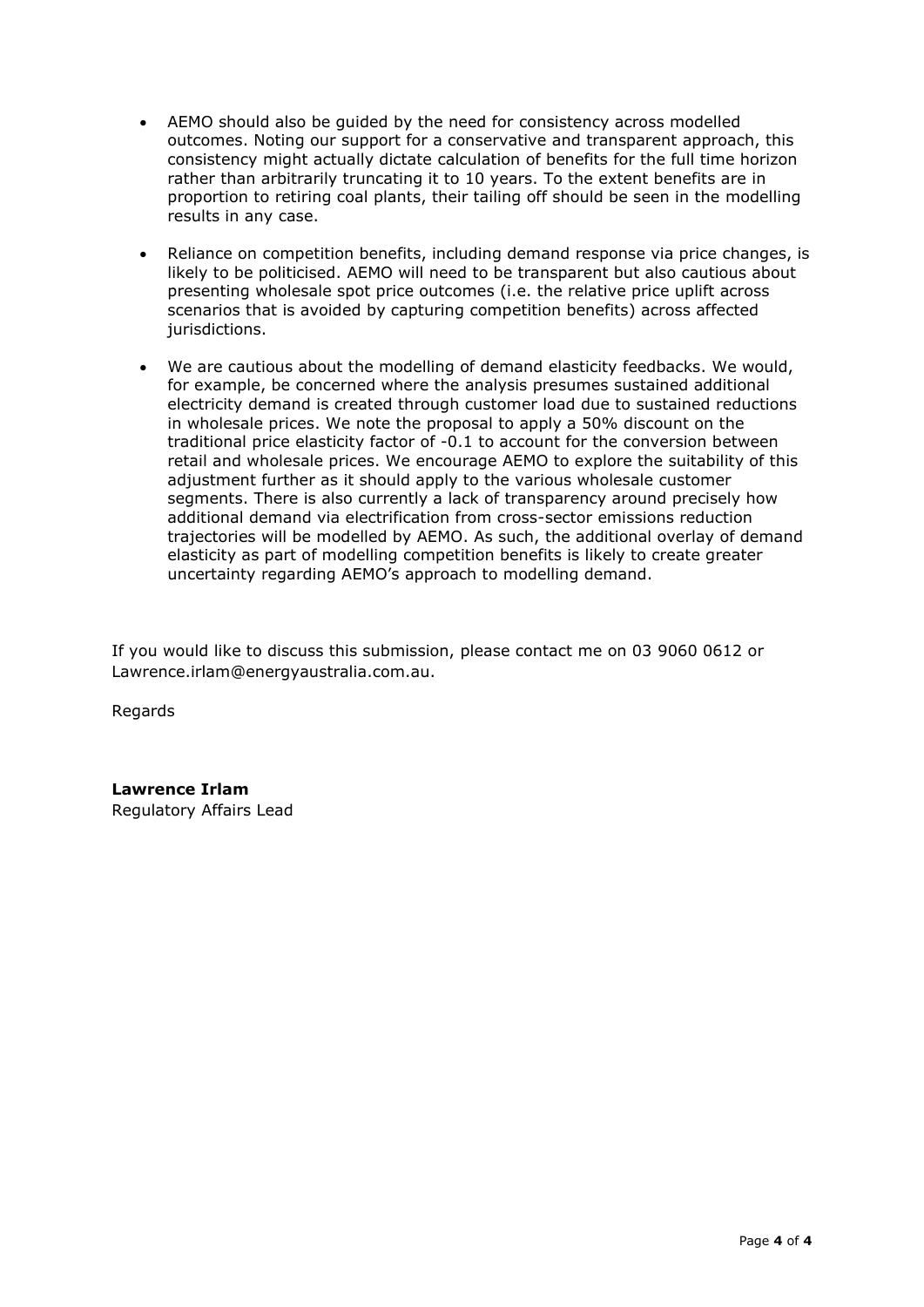- AEMO should also be guided by the need for consistency across modelled outcomes. Noting our support for a conservative and transparent approach, this consistency might actually dictate calculation of benefits for the full time horizon rather than arbitrarily truncating it to 10 years. To the extent benefits are in proportion to retiring coal plants, their tailing off should be seen in the modelling results in any case.

- Reliance on competition benefits, including demand response via price changes, is likely to be politicised. AEMO will need to be transparent but also cautious about presenting wholesale spot price outcomes (i.e. the relative price uplift across scenarios that is avoided by capturing competition benefits) across affected jurisdictions.

- We are cautious about the modelling of demand elasticity feedbacks. We would, for example, be concerned where the analysis presumes sustained additional electricity demand is created through customer load due to sustained reductions in wholesale prices. We note the proposal to apply a 50% discount on the traditional price elasticity factor of -0.1 to account for the conversion between retail and wholesale prices. We encourage AEMO to explore the suitability of this adjustment further as it should apply to the various wholesale customer segments. There is also currently a lack of transparency around precisely how additional demand via electrification from cross-sector emissions reduction trajectories will be modelled by AEMO. As such, the additional overlay of demand elasticity as part of modelling competition benefits is likely to create greater uncertainty regarding AEMO's approach to modelling demand.

If you would like to discuss this submission, please contact me on 03 9060 0612 or Lawrence.irlam@energyaustralia.com.au.

Regards

**Lawrence Irlam**
Regulatory Affairs Lead